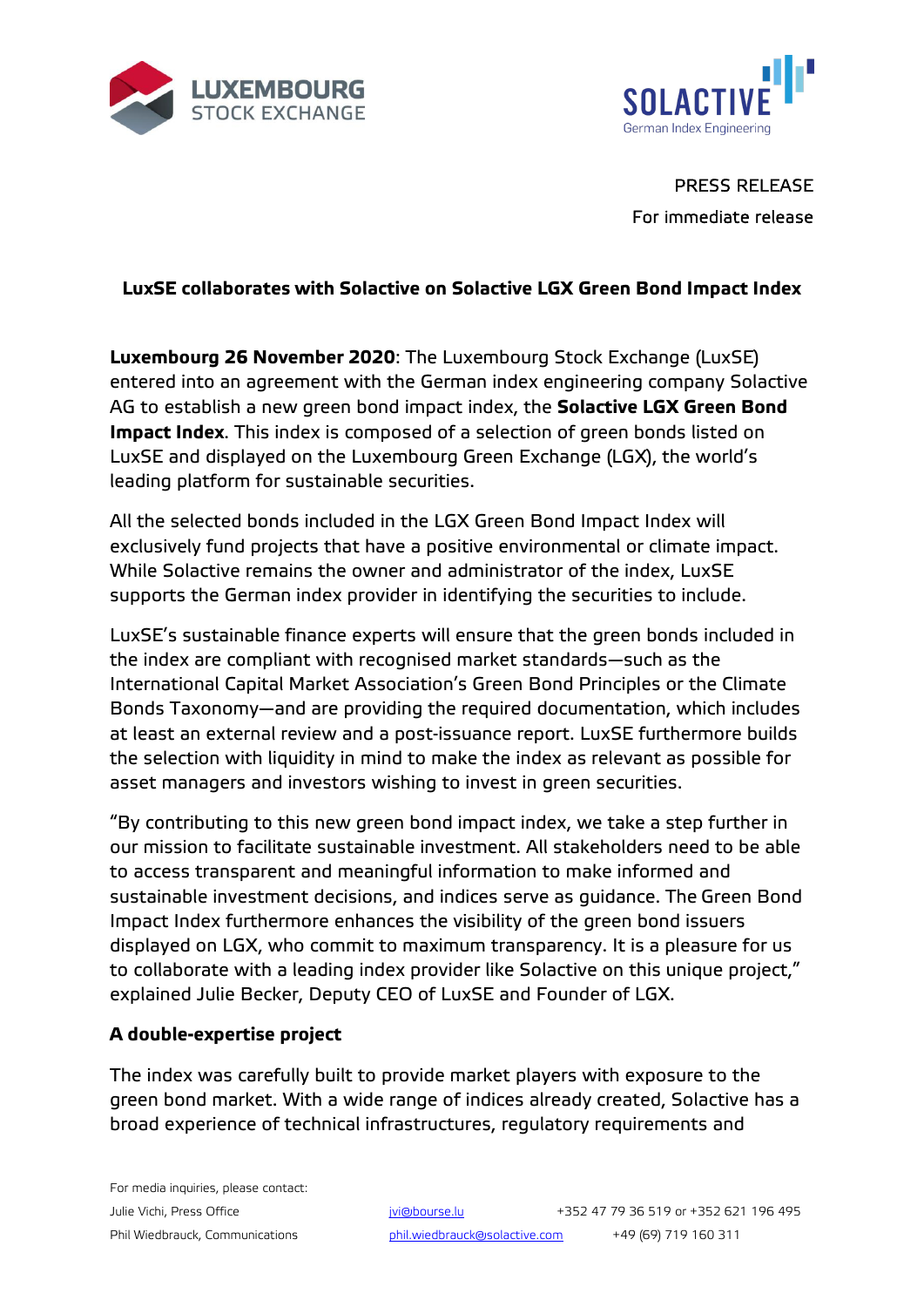PRESS RELEASE

For immediate release

## LuxSE collaborates with Solactive on Solactive LGX Green Bond Impact Index

**Luxembourg 26 November 2020**: The Luxembourg Stock Exchange (LuxSE) entered into an agreement with the German index engineering company Solactive AG to establish a new green bond impact index, the **Solactive LGX Green Bond Impact Index**. This index is composed of a selection of green bonds listed on LuxSE and displayed on the Luxembourg Green Exchange (LGX), the world's leading platform for sustainable securities.

All the selected bonds included in the LGX Green Bond Impact Index will exclusively fund projects that have a positive environmental or climate impact. While Solactive remains the owner and administrator of the index, LuxSE supports the German index provider in identifying the securities to include.

LuxSE's sustainable finance experts will ensure that the green bonds included in the index are compliant with recognised market standards—such as the International Capital Market Association's Green Bond Principles or the Climate Bonds Taxonomy—and are providing the required documentation, which includes at least an external review and a post-issuance report. LuxSE furthermore builds the selection with liquidity in mind to make the index as relevant as possible for asset managers and investors wishing to invest in green securities.

"By contributing to this new green bond impact index, we take a step further in our mission to facilitate sustainable investment. All stakeholders need to be able to access transparent and meaningful information to make informed and sustainable investment decisions, and indices serve as guidance. The Green Bond Impact Index furthermore enhances the visibility of the green bond issuers displayed on LGX, who commit to maximum transparency. It is a pleasure for us to collaborate with a leading index provider like Solactive on this unique project," explained Julie Becker, Deputy CEO of LuxSE and Founder of LGX.

### A double-expertise project

The index was carefully built to provide market players with exposure to the green bond market. With a wide range of indices already created, Solactive has a broad experience of technical infrastructures, regulatory requirements and

For media inquiries, please contact:

| | | |
|---|---|---|
| Julie Vichi, Press Office | jvi@bourse.lu | +352 47 79 36 519 or +352 621 196 495 |
| Phil Wiedbrauck, Communications | phil.wiedbrauck@solactive.com | +49 (69) 719 160 311 |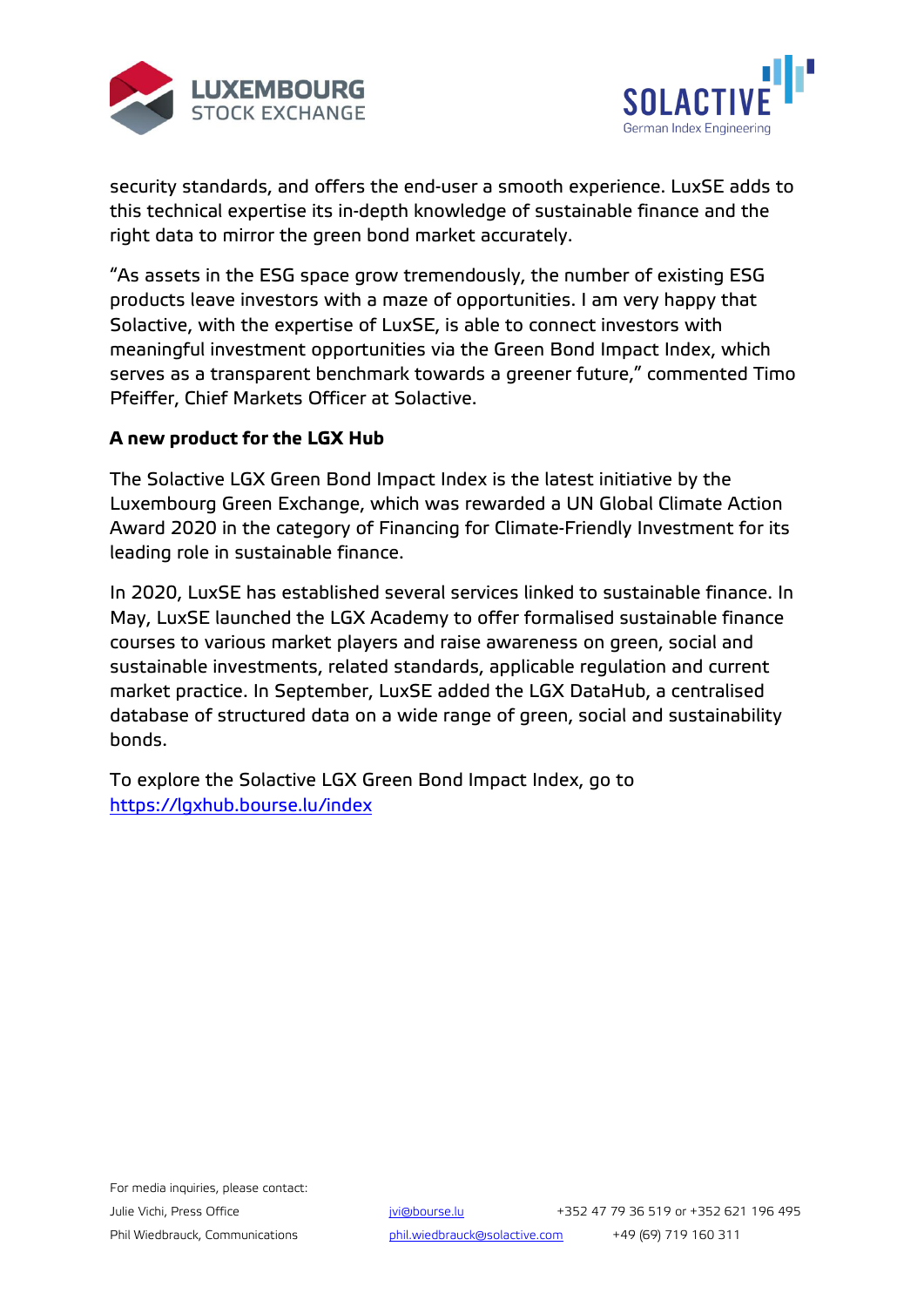security standards, and offers the end-user a smooth experience. LuxSE adds to this technical expertise its in-depth knowledge of sustainable finance and the right data to mirror the green bond market accurately.

"As assets in the ESG space grow tremendously, the number of existing ESG products leave investors with a maze of opportunities. I am very happy that Solactive, with the expertise of LuxSE, is able to connect investors with meaningful investment opportunities via the Green Bond Impact Index, which serves as a transparent benchmark towards a greener future," commented Timo Pfeiffer, Chief Markets Officer at Solactive.

**A new product for the LGX Hub**

The Solactive LGX Green Bond Impact Index is the latest initiative by the Luxembourg Green Exchange, which was rewarded a UN Global Climate Action Award 2020 in the category of Financing for Climate-Friendly Investment for its leading role in sustainable finance.

In 2020, LuxSE has established several services linked to sustainable finance. In May, LuxSE launched the LGX Academy to offer formalised sustainable finance courses to various market players and raise awareness on green, social and sustainable investments, related standards, applicable regulation and current market practice. In September, LuxSE added the LGX DataHub, a centralised database of structured data on a wide range of green, social and sustainability bonds.

To explore the Solactive LGX Green Bond Impact Index, go to [https://lgxhub.bourse.lu/index](https://lgxhub.bourse.lu/index)

For media inquiries, please contact:

| | | |
|---|---|---|
| Julie Vichi, Press Office | jvi@bourse.lu | +352 47 79 36 519 or +352 621 196 495 |
| Phil Wiedbrauck, Communications | phil.wiedbrauck@solactive.com | +49 (69) 719 160 311 |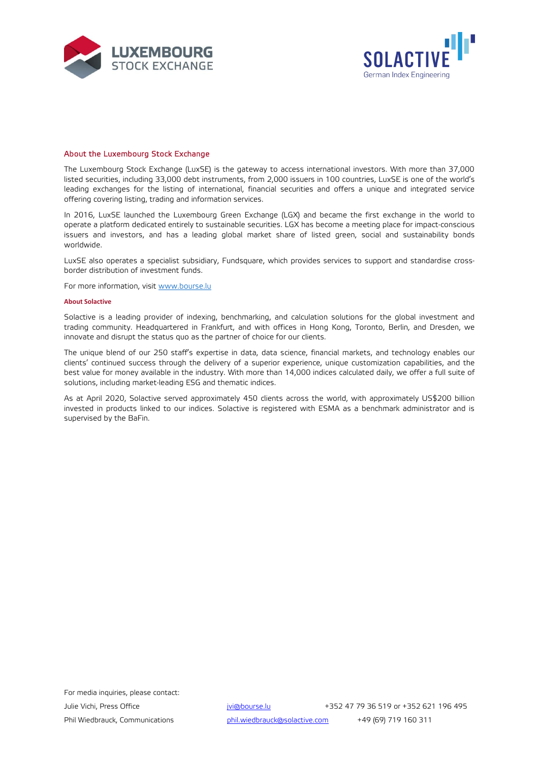## About the Luxembourg Stock Exchange

The Luxembourg Stock Exchange (LuxSE) is the gateway to access international investors. With more than 37,000 listed securities, including 33,000 debt instruments, from 2,000 issuers in 100 countries, LuxSE is one of the world's leading exchanges for the listing of international, financial securities and offers a unique and integrated service offering covering listing, trading and information services.

In 2016, LuxSE launched the Luxembourg Green Exchange (LGX) and became the first exchange in the world to operate a platform dedicated entirely to sustainable securities. LGX has become a meeting place for impact-conscious issuers and investors, and has a leading global market share of listed green, social and sustainability bonds worldwide.

LuxSE also operates a specialist subsidiary, Fundsquare, which provides services to support and standardise cross-border distribution of investment funds.

For more information, visit www.bourse.lu

### About Solactive

Solactive is a leading provider of indexing, benchmarking, and calculation solutions for the global investment and trading community. Headquartered in Frankfurt, and with offices in Hong Kong, Toronto, Berlin, and Dresden, we innovate and disrupt the status quo as the partner of choice for our clients.

The unique blend of our 250 staff's expertise in data, data science, financial markets, and technology enables our clients' continued success through the delivery of a superior experience, unique customization capabilities, and the best value for money available in the industry. With more than 14,000 indices calculated daily, we offer a full suite of solutions, including market-leading ESG and thematic indices.

As at April 2020, Solactive served approximately 450 clients across the world, with approximately US$200 billion invested in products linked to our indices. Solactive is registered with ESMA as a benchmark administrator and is supervised by the BaFin.

For media inquiries, please contact:

| | | |
|---|---|---|
| Julie Vichi, Press Office | jvi@bourse.lu | +352 47 79 36 519 or +352 621 196 495 |
| Phil Wiedbrauck, Communications | phil.wiedbrauck@solactive.com | +49 (69) 719 160 311 |